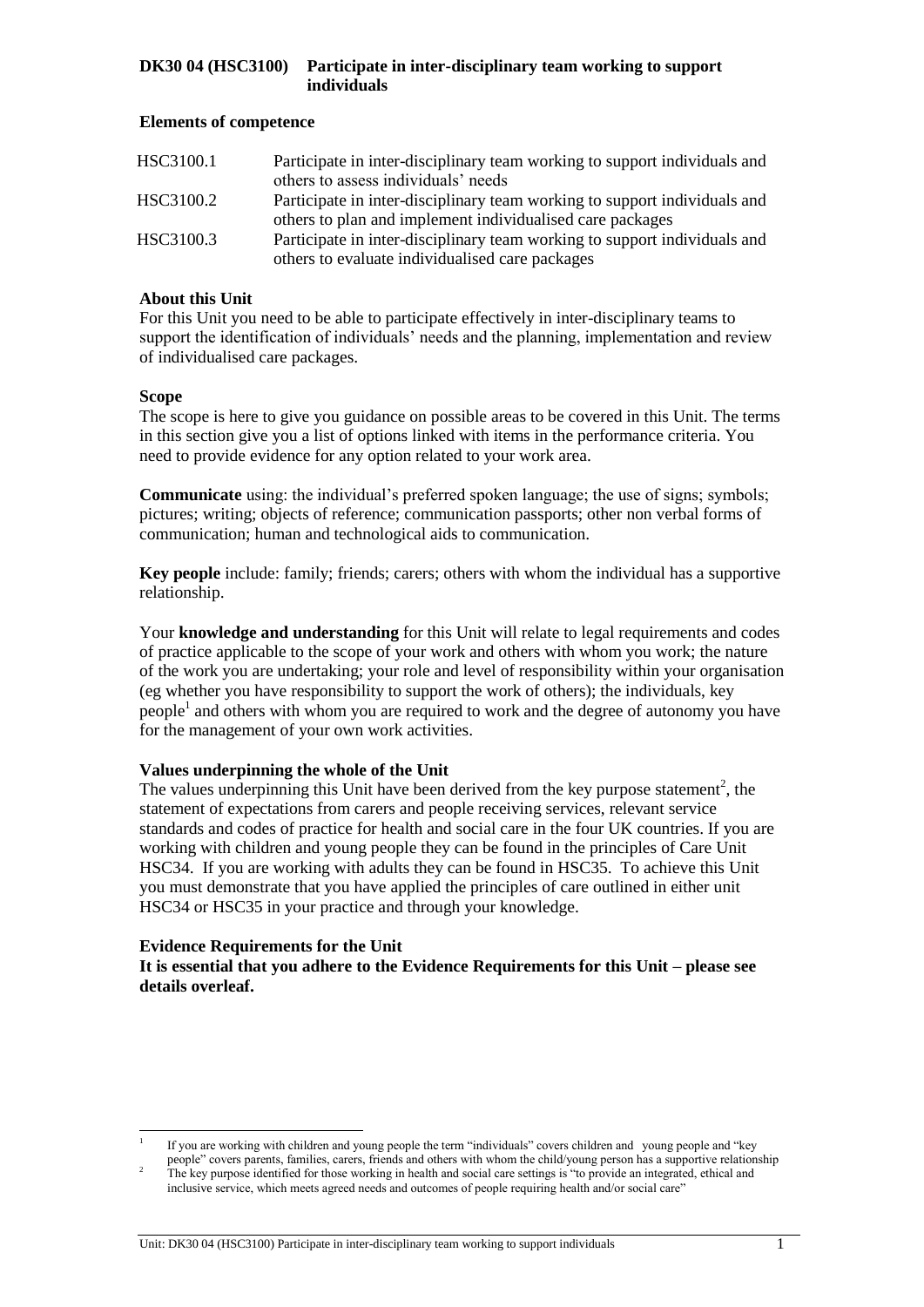## DK30 04 (HSC3100) Participate in inter-disciplinary team working to support individuals

### Elements of competence

| | |
|---|---|
| HSC3100.1 | Participate in inter-disciplinary team working to support individuals and others to assess individuals' needs |
| HSC3100.2 | Participate in inter-disciplinary team working to support individuals and others to plan and implement individualised care packages |
| HSC3100.3 | Participate in inter-disciplinary team working to support individuals and others to evaluate individualised care packages |

### About this Unit

For this Unit you need to be able to participate effectively in inter-disciplinary teams to support the identification of individuals' needs and the planning, implementation and review of individualised care packages.

### Scope

The scope is here to give you guidance on possible areas to be covered in this Unit. The terms in this section give you a list of options linked with items in the performance criteria. You need to provide evidence for any option related to your work area.

**Communicate** using: the individual's preferred spoken language; the use of signs; symbols; pictures; writing; objects of reference; communication passports; other non verbal forms of communication; human and technological aids to communication.

**Key people** include: family; friends; carers; others with whom the individual has a supportive relationship.

Your **knowledge and understanding** for this Unit will relate to legal requirements and codes of practice applicable to the scope of your work and others with whom you work; the nature of the work you are undertaking; your role and level of responsibility within your organisation (eg whether you have responsibility to support the work of others); the individuals, key people[1] and others with whom you are required to work and the degree of autonomy you have for the management of your own work activities.

### Values underpinning the whole of the Unit

The values underpinning this Unit have been derived from the key purpose statement[2], the statement of expectations from carers and people receiving services, relevant service standards and codes of practice for health and social care in the four UK countries. If you are working with children and young people they can be found in the principles of Care Unit HSC34. If you are working with adults they can be found in HSC35. To achieve this Unit you must demonstrate that you have applied the principles of care outlined in either unit HSC34 or HSC35 in your practice and through your knowledge.

### Evidence Requirements for the Unit

**It is essential that you adhere to the Evidence Requirements for this Unit – please see details overleaf.**

---

[1] If you are working with children and young people the term "individuals" covers children and young people and "key people" covers parents, families, carers, friends and others with whom the child/young person has a supportive relationship

[2] The key purpose identified for those working in health and social care settings is "to provide an integrated, ethical and inclusive service, which meets agreed needs and outcomes of people requiring health and/or social care"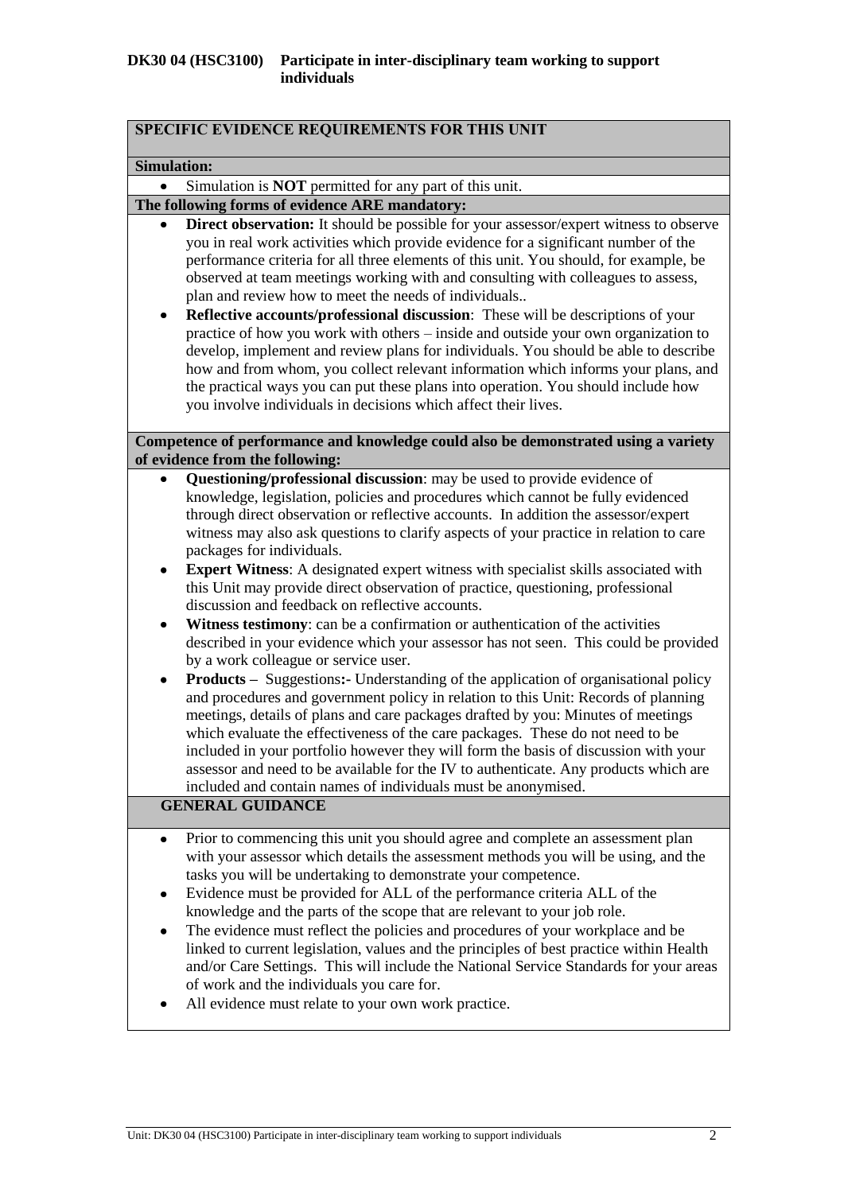**DK30 04 (HSC3100) Participate in inter-disciplinary team working to support individuals**

## SPECIFIC EVIDENCE REQUIREMENTS FOR THIS UNIT

**Simulation:**

- Simulation is **NOT** permitted for any part of this unit.

**The following forms of evidence ARE mandatory:**

- **Direct observation:** It should be possible for your assessor/expert witness to observe you in real work activities which provide evidence for a significant number of the performance criteria for all three elements of this unit. You should, for example, be observed at team meetings working with and consulting with colleagues to assess, plan and review how to meet the needs of individuals..
- **Reflective accounts/professional discussion**: These will be descriptions of your practice of how you work with others – inside and outside your own organization to develop, implement and review plans for individuals. You should be able to describe how and from whom, you collect relevant information which informs your plans, and the practical ways you can put these plans into operation. You should include how you involve individuals in decisions which affect their lives.

**Competence of performance and knowledge could also be demonstrated using a variety of evidence from the following:**

- **Questioning/professional discussion**: may be used to provide evidence of knowledge, legislation, policies and procedures which cannot be fully evidenced through direct observation or reflective accounts. In addition the assessor/expert witness may also ask questions to clarify aspects of your practice in relation to care packages for individuals.
- **Expert Witness**: A designated expert witness with specialist skills associated with this Unit may provide direct observation of practice, questioning, professional discussion and feedback on reflective accounts.
- **Witness testimony**: can be a confirmation or authentication of the activities described in your evidence which your assessor has not seen. This could be provided by a work colleague or service user.
- **Products –** Suggestions**:-** Understanding of the application of organisational policy and procedures and government policy in relation to this Unit: Records of planning meetings, details of plans and care packages drafted by you: Minutes of meetings which evaluate the effectiveness of the care packages. These do not need to be included in your portfolio however they will form the basis of discussion with your assessor and need to be available for the IV to authenticate. Any products which are included and contain names of individuals must be anonymised.

## GENERAL GUIDANCE

- Prior to commencing this unit you should agree and complete an assessment plan with your assessor which details the assessment methods you will be using, and the tasks you will be undertaking to demonstrate your competence.
- Evidence must be provided for ALL of the performance criteria ALL of the knowledge and the parts of the scope that are relevant to your job role.
- The evidence must reflect the policies and procedures of your workplace and be linked to current legislation, values and the principles of best practice within Health and/or Care Settings. This will include the National Service Standards for your areas of work and the individuals you care for.
- All evidence must relate to your own work practice.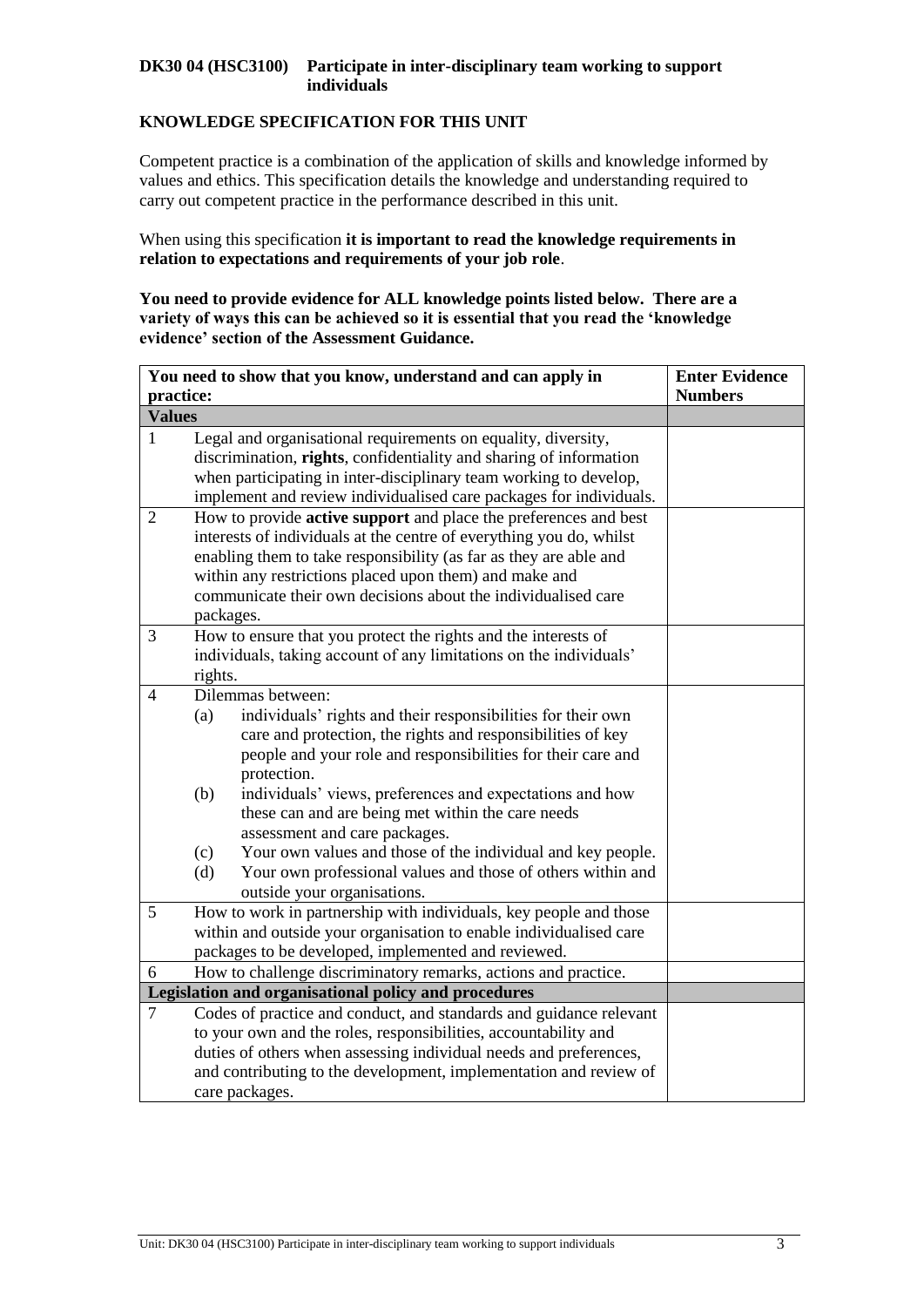**DK30 04 (HSC3100) Participate in inter-disciplinary team working to support individuals**

## KNOWLEDGE SPECIFICATION FOR THIS UNIT

Competent practice is a combination of the application of skills and knowledge informed by values and ethics. This specification details the knowledge and understanding required to carry out competent practice in the performance described in this unit.

When using this specification **it is important to read the knowledge requirements in relation to expectations and requirements of your job role**.

**You need to provide evidence for ALL knowledge points listed below. There are a variety of ways this can be achieved so it is essential that you read the 'knowledge evidence' section of the Assessment Guidance.**

| | You need to show that you know, understand and can apply in practice: | Enter Evidence Numbers |
|---|---|---|
| **Values** | | |
| 1 | Legal and organisational requirements on equality, diversity, discrimination, **rights**, confidentiality and sharing of information when participating in inter-disciplinary team working to develop, implement and review individualised care packages for individuals. | |
| 2 | How to provide **active support** and place the preferences and best interests of individuals at the centre of everything you do, whilst enabling them to take responsibility (as far as they are able and within any restrictions placed upon them) and make and communicate their own decisions about the individualised care packages. | |
| 3 | How to ensure that you protect the rights and the interests of individuals, taking account of any limitations on the individuals' rights. | |
| 4 | Dilemmas between:<br>(a) individuals' rights and their responsibilities for their own care and protection, the rights and responsibilities of key people and your role and responsibilities for their care and protection.<br>(b) individuals' views, preferences and expectations and how these can and are being met within the care needs assessment and care packages.<br>(c) Your own values and those of the individual and key people.<br>(d) Your own professional values and those of others within and outside your organisations. | |
| 5 | How to work in partnership with individuals, key people and those within and outside your organisation to enable individualised care packages to be developed, implemented and reviewed. | |
| 6 | How to challenge discriminatory remarks, actions and practice. | |
| **Legislation and organisational policy and procedures** | | |
| 7 | Codes of practice and conduct, and standards and guidance relevant to your own and the roles, responsibilities, accountability and duties of others when assessing individual needs and preferences, and contributing to the development, implementation and review of care packages. | |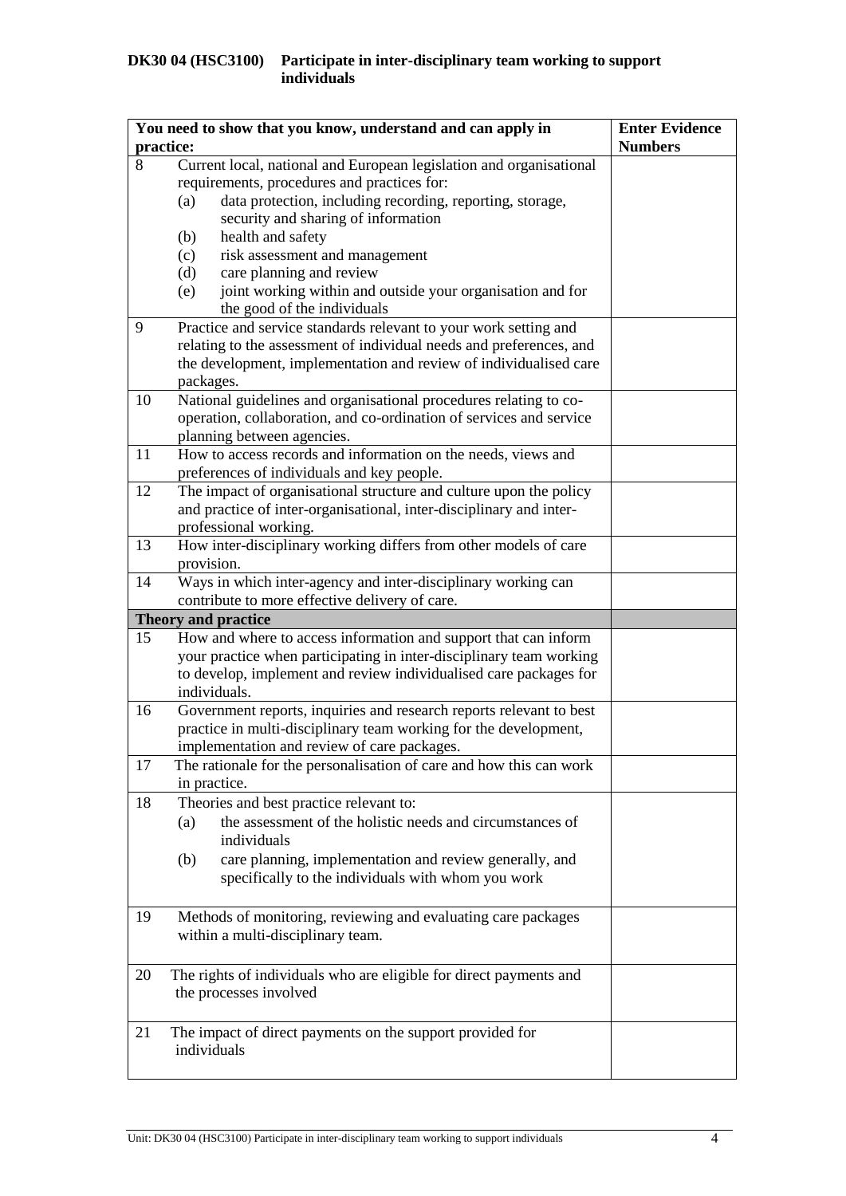**DK30 04 (HSC3100) Participate in inter-disciplinary team working to support individuals**

| You need to show that you know, understand and can apply in practice: | Enter Evidence Numbers |
|---|---|
| 8 Current local, national and European legislation and organisational requirements, procedures and practices for:<br>(a) data protection, including recording, reporting, storage, security and sharing of information<br>(b) health and safety<br>(c) risk assessment and management<br>(d) care planning and review<br>(e) joint working within and outside your organisation and for the good of the individuals | |
| 9 Practice and service standards relevant to your work setting and relating to the assessment of individual needs and preferences, and the development, implementation and review of individualised care packages. | |
| 10 National guidelines and organisational procedures relating to co-operation, collaboration, and co-ordination of services and service planning between agencies. | |
| 11 How to access records and information on the needs, views and preferences of individuals and key people. | |
| 12 The impact of organisational structure and culture upon the policy and practice of inter-organisational, inter-disciplinary and inter-professional working. | |
| 13 How inter-disciplinary working differs from other models of care provision. | |
| 14 Ways in which inter-agency and inter-disciplinary working can contribute to more effective delivery of care. | |
| **Theory and practice** | |
| 15 How and where to access information and support that can inform your practice when participating in inter-disciplinary team working to develop, implement and review individualised care packages for individuals. | |
| 16 Government reports, inquiries and research reports relevant to best practice in multi-disciplinary team working for the development, implementation and review of care packages. | |
| 17 The rationale for the personalisation of care and how this can work in practice. | |
| 18 Theories and best practice relevant to:<br>(a) the assessment of the holistic needs and circumstances of individuals<br>(b) care planning, implementation and review generally, and specifically to the individuals with whom you work | |
| 19 Methods of monitoring, reviewing and evaluating care packages within a multi-disciplinary team. | |
| 20 The rights of individuals who are eligible for direct payments and the processes involved | |
| 21 The impact of direct payments on the support provided for individuals | |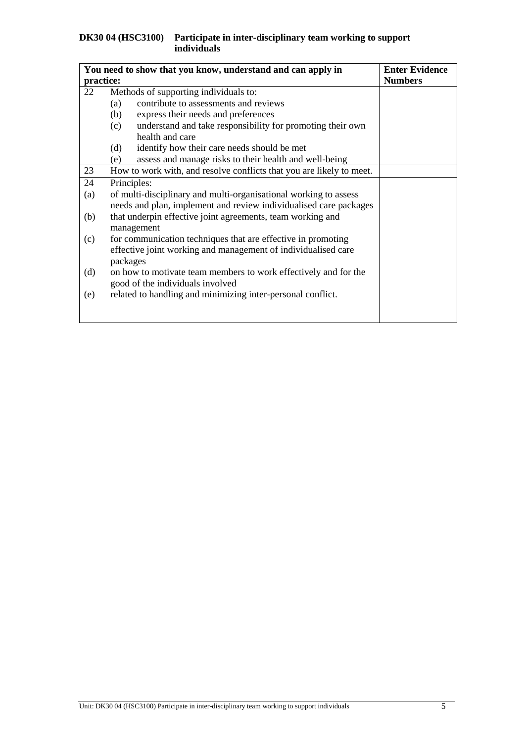**DK30 04 (HSC3100) Participate in inter-disciplinary team working to support individuals**

| You need to show that you know, understand and can apply in practice: | Enter Evidence Numbers |
|---|---|
| 22 Methods of supporting individuals to:<br>(a) contribute to assessments and reviews<br>(b) express their needs and preferences<br>(c) understand and take responsibility for promoting their own health and care<br>(d) identify how their care needs should be met<br>(e) assess and manage risks to their health and well-being | |
| 23 How to work with, and resolve conflicts that you are likely to meet. | |
| 24 Principles:<br>(a) of multi-disciplinary and multi-organisational working to assess needs and plan, implement and review individualised care packages<br>(b) that underpin effective joint agreements, team working and management<br>(c) for communication techniques that are effective in promoting effective joint working and management of individualised care packages<br>(d) on how to motivate team members to work effectively and for the good of the individuals involved<br>(e) related to handling and minimizing inter-personal conflict. | |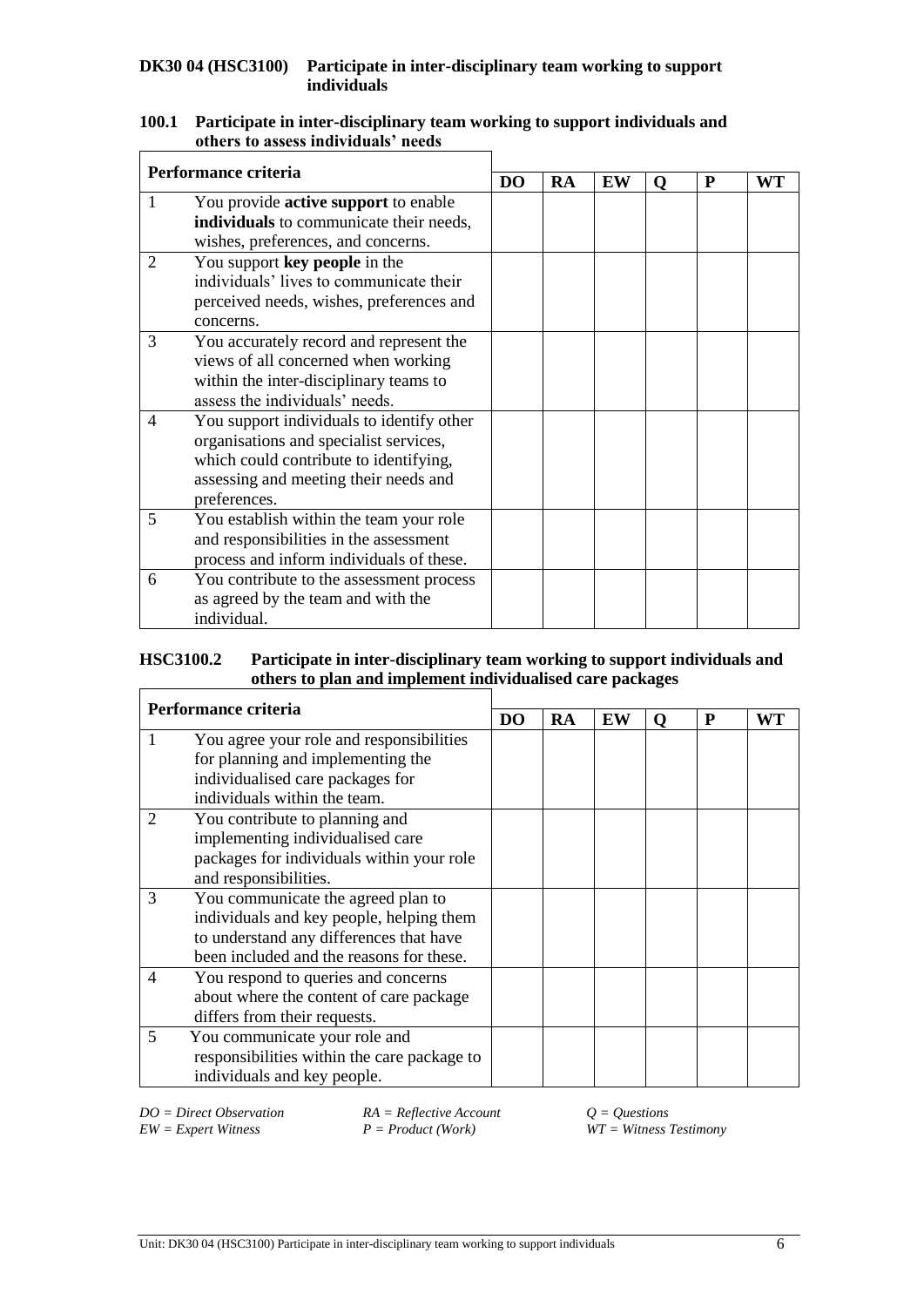### DK30 04 (HSC3100) Participate in inter-disciplinary team working to support individuals

#### 100.1 Participate in inter-disciplinary team working to support individuals and others to assess individuals' needs

| Performance criteria | | DO | RA | EW | Q | P | WT |
|---|---|---|---|---|---|---|---|
| 1 | You provide **active support** to enable **individuals** to communicate their needs, wishes, preferences, and concerns. | | | | | | |
| 2 | You support **key people** in the individuals' lives to communicate their perceived needs, wishes, preferences and concerns. | | | | | | |
| 3 | You accurately record and represent the views of all concerned when working within the inter-disciplinary teams to assess the individuals' needs. | | | | | | |
| 4 | You support individuals to identify other organisations and specialist services, which could contribute to identifying, assessing and meeting their needs and preferences. | | | | | | |
| 5 | You establish within the team your role and responsibilities in the assessment process and inform individuals of these. | | | | | | |
| 6 | You contribute to the assessment process as agreed by the team and with the individual. | | | | | | |

#### HSC3100.2 Participate in inter-disciplinary team working to support individuals and others to plan and implement individualised care packages

| Performance criteria | | DO | RA | EW | Q | P | WT |
|---|---|---|---|---|---|---|---|
| 1 | You agree your role and responsibilities for planning and implementing the individualised care packages for individuals within the team. | | | | | | |
| 2 | You contribute to planning and implementing individualised care packages for individuals within your role and responsibilities. | | | | | | |
| 3 | You communicate the agreed plan to individuals and key people, helping them to understand any differences that have been included and the reasons for these. | | | | | | |
| 4 | You respond to queries and concerns about where the content of care package differs from their requests. | | | | | | |
| 5 | You communicate your role and responsibilities within the care package to individuals and key people. | | | | | | |

*DO = Direct Observation* *RA = Reflective Account* *Q = Questions*
*EW = Expert Witness* *P = Product (Work)* *WT = Witness Testimony*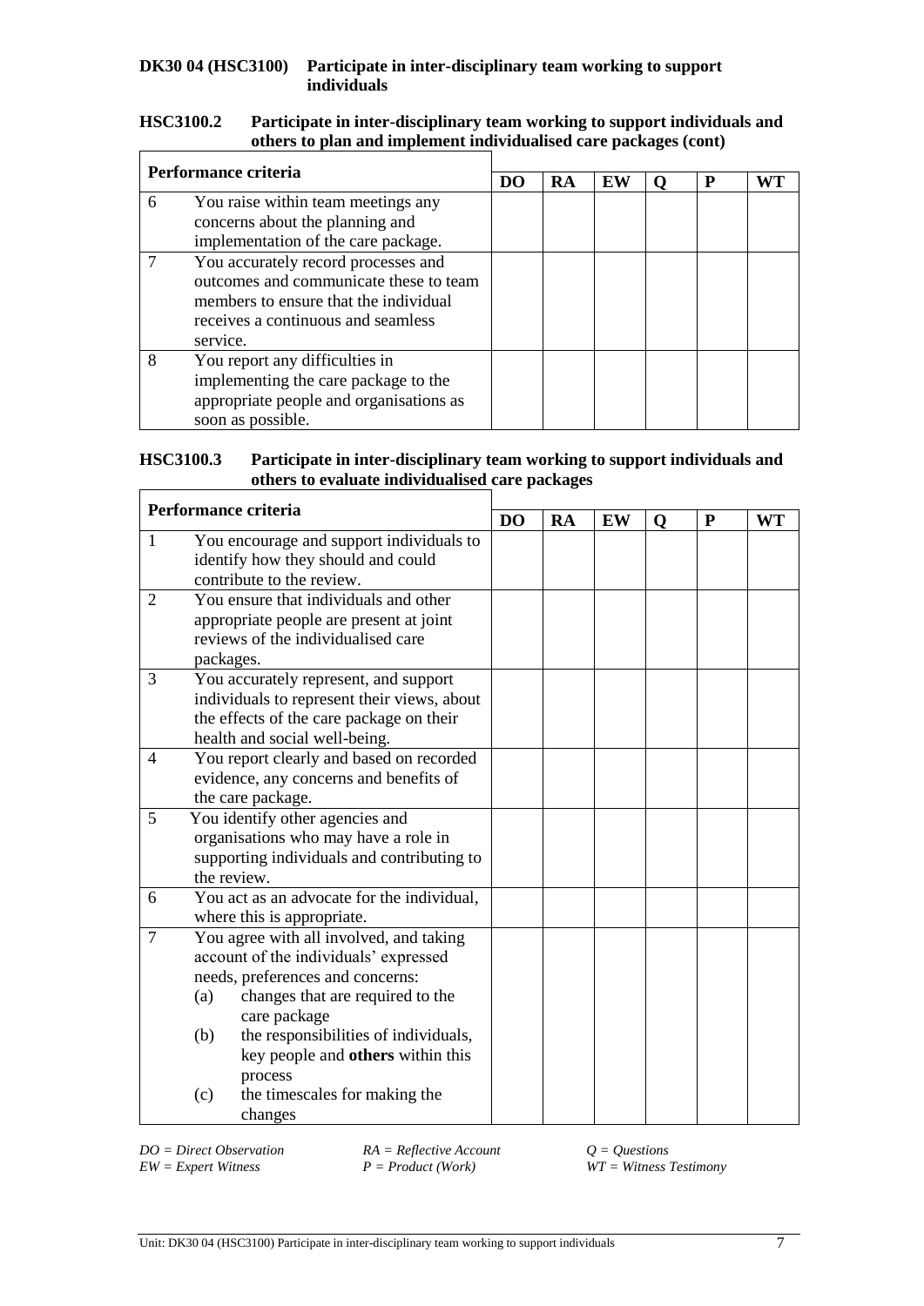**DK30 04 (HSC3100) Participate in inter-disciplinary team working to support individuals**

**HSC3100.2 Participate in inter-disciplinary team working to support individuals and others to plan and implement individualised care packages (cont)**

| Performance criteria | | DO | RA | EW | Q | P | WT |
|---|---|---|---|---|---|---|---|
| 6 | You raise within team meetings any concerns about the planning and implementation of the care package. | | | | | | |
| 7 | You accurately record processes and outcomes and communicate these to team members to ensure that the individual receives a continuous and seamless service. | | | | | | |
| 8 | You report any difficulties in implementing the care package to the appropriate people and organisations as soon as possible. | | | | | | |

**HSC3100.3 Participate in inter-disciplinary team working to support individuals and others to evaluate individualised care packages**

| Performance criteria | | DO | RA | EW | Q | P | WT |
|---|---|---|---|---|---|---|---|
| 1 | You encourage and support individuals to identify how they should and could contribute to the review. | | | | | | |
| 2 | You ensure that individuals and other appropriate people are present at joint reviews of the individualised care packages. | | | | | | |
| 3 | You accurately represent, and support individuals to represent their views, about the effects of the care package on their health and social well-being. | | | | | | |
| 4 | You report clearly and based on recorded evidence, any concerns and benefits of the care package. | | | | | | |
| 5 | You identify other agencies and organisations who may have a role in supporting individuals and contributing to the review. | | | | | | |
| 6 | You act as an advocate for the individual, where this is appropriate. | | | | | | |
| 7 | You agree with all involved, and taking account of the individuals' expressed needs, preferences and concerns: (a) changes that are required to the care package (b) the responsibilities of individuals, key people and **others** within this process (c) the timescales for making the changes | | | | | | |

*DO = Direct Observation* *RA = Reflective Account* *Q = Questions*
*EW = Expert Witness* *P = Product (Work)* *WT = Witness Testimony*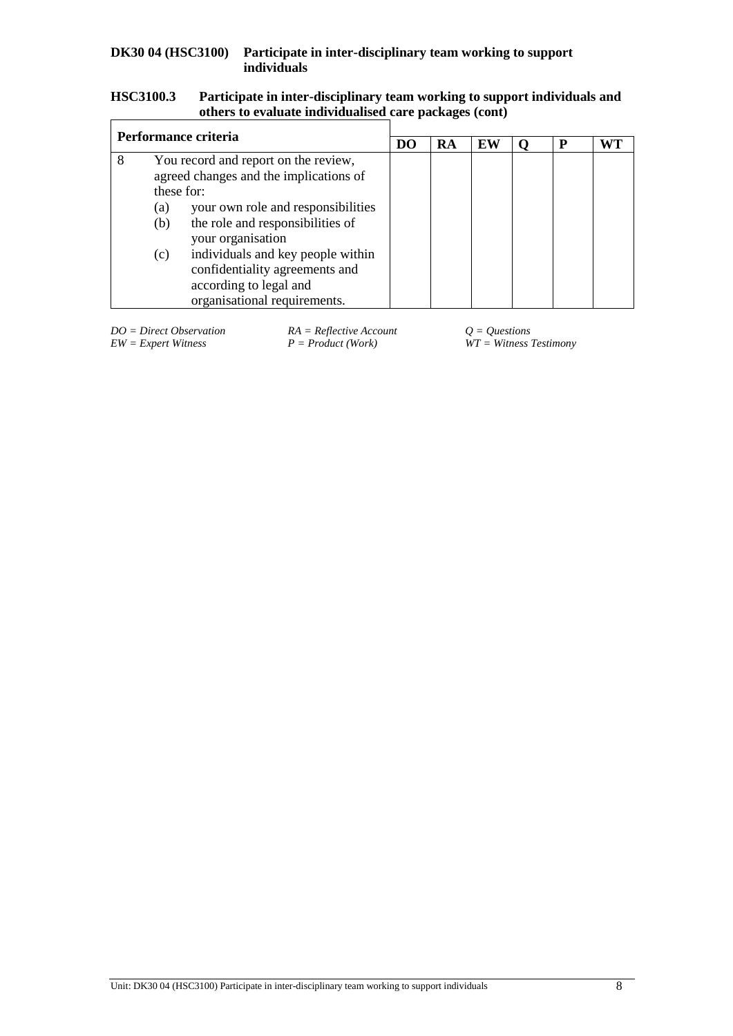**DK30 04 (HSC3100) Participate in inter-disciplinary team working to support individuals**

**HSC3100.3 Participate in inter-disciplinary team working to support individuals and others to evaluate individualised care packages (cont)**

| Performance criteria | DO | RA | EW | Q | P | WT |
|---|---|---|---|---|---|---|
| 8 You record and report on the review, agreed changes and the implications of these for: (a) your own role and responsibilities (b) the role and responsibilities of your organisation (c) individuals and key people within confidentiality agreements and according to legal and organisational requirements. | | | | | | |

*DO = Direct Observation* *RA = Reflective Account* *Q = Questions*
*EW = Expert Witness* *P = Product (Work)* *WT = Witness Testimony*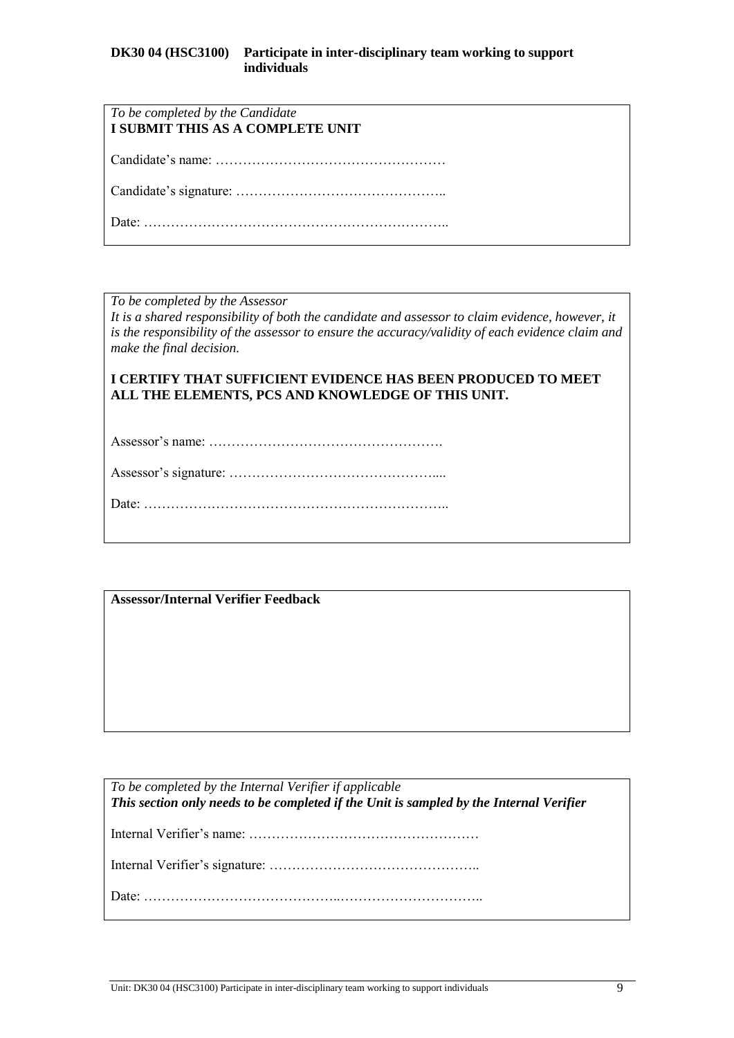**DK30 04 (HSC3100) Participate in inter-disciplinary team working to support individuals**

*To be completed by the Candidate*
**I SUBMIT THIS AS A COMPLETE UNIT**

Candidate's name: ……………………………………………

Candidate's signature: ……………………………………..

Date: ………………………………………………………..

*To be completed by the Assessor*
*It is a shared responsibility of both the candidate and assessor to claim evidence, however, it is the responsibility of the assessor to ensure the accuracy/validity of each evidence claim and make the final decision.*

**I CERTIFY THAT SUFFICIENT EVIDENCE HAS BEEN PRODUCED TO MEET ALL THE ELEMENTS, PCS AND KNOWLEDGE OF THIS UNIT.**

Assessor's name: …………………………………………….

Assessor's signature: ……………………………………....

Date: ………………………………………………………..

**Assessor/Internal Verifier Feedback**

*To be completed by the Internal Verifier if applicable*
***This section only needs to be completed if the Unit is sampled by the Internal Verifier***

Internal Verifier's name: ……………………………………………

Internal Verifier's signature: ……………………………………..

Date: …………………………………..…………………………..